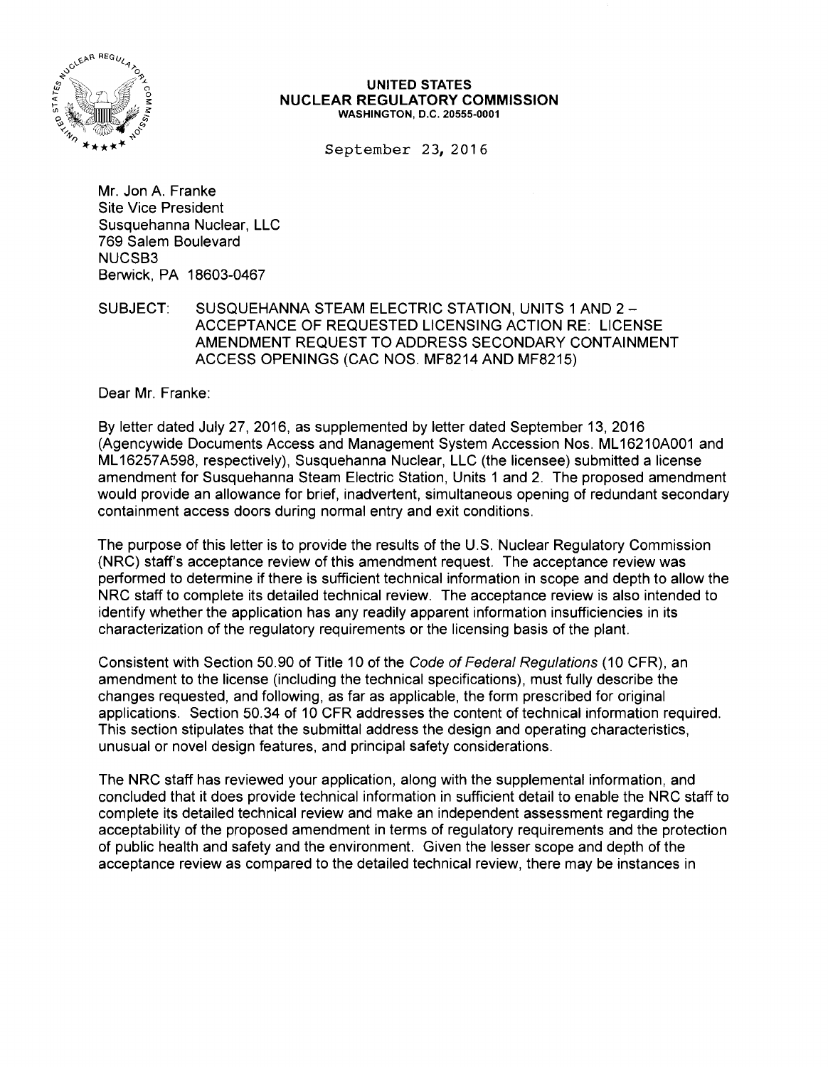**UNITED STATES**
**NUCLEAR REGULATORY COMMISSION**
**WASHINGTON, D.C. 20555-0001**

September 23, 2016

Mr. Jon A. Franke
Site Vice President
Susquehanna Nuclear, LLC
769 Salem Boulevard
NUCSB3
Berwick, PA 18603-0467

SUBJECT: SUSQUEHANNA STEAM ELECTRIC STATION, UNITS 1 AND 2 – ACCEPTANCE OF REQUESTED LICENSING ACTION RE: LICENSE AMENDMENT REQUEST TO ADDRESS SECONDARY CONTAINMENT ACCESS OPENINGS (CAC NOS. MF8214 AND MF8215)

Dear Mr. Franke:

By letter dated July 27, 2016, as supplemented by letter dated September 13, 2016 (Agencywide Documents Access and Management System Accession Nos. ML16210A001 and ML16257A598, respectively), Susquehanna Nuclear, LLC (the licensee) submitted a license amendment for Susquehanna Steam Electric Station, Units 1 and 2. The proposed amendment would provide an allowance for brief, inadvertent, simultaneous opening of redundant secondary containment access doors during normal entry and exit conditions.

The purpose of this letter is to provide the results of the U.S. Nuclear Regulatory Commission (NRC) staff's acceptance review of this amendment request. The acceptance review was performed to determine if there is sufficient technical information in scope and depth to allow the NRC staff to complete its detailed technical review. The acceptance review is also intended to identify whether the application has any readily apparent information insufficiencies in its characterization of the regulatory requirements or the licensing basis of the plant.

Consistent with Section 50.90 of Title 10 of the *Code of Federal Regulations* (10 CFR), an amendment to the license (including the technical specifications), must fully describe the changes requested, and following, as far as applicable, the form prescribed for original applications. Section 50.34 of 10 CFR addresses the content of technical information required. This section stipulates that the submittal address the design and operating characteristics, unusual or novel design features, and principal safety considerations.

The NRC staff has reviewed your application, along with the supplemental information, and concluded that it does provide technical information in sufficient detail to enable the NRC staff to complete its detailed technical review and make an independent assessment regarding the acceptability of the proposed amendment in terms of regulatory requirements and the protection of public health and safety and the environment. Given the lesser scope and depth of the acceptance review as compared to the detailed technical review, there may be instances in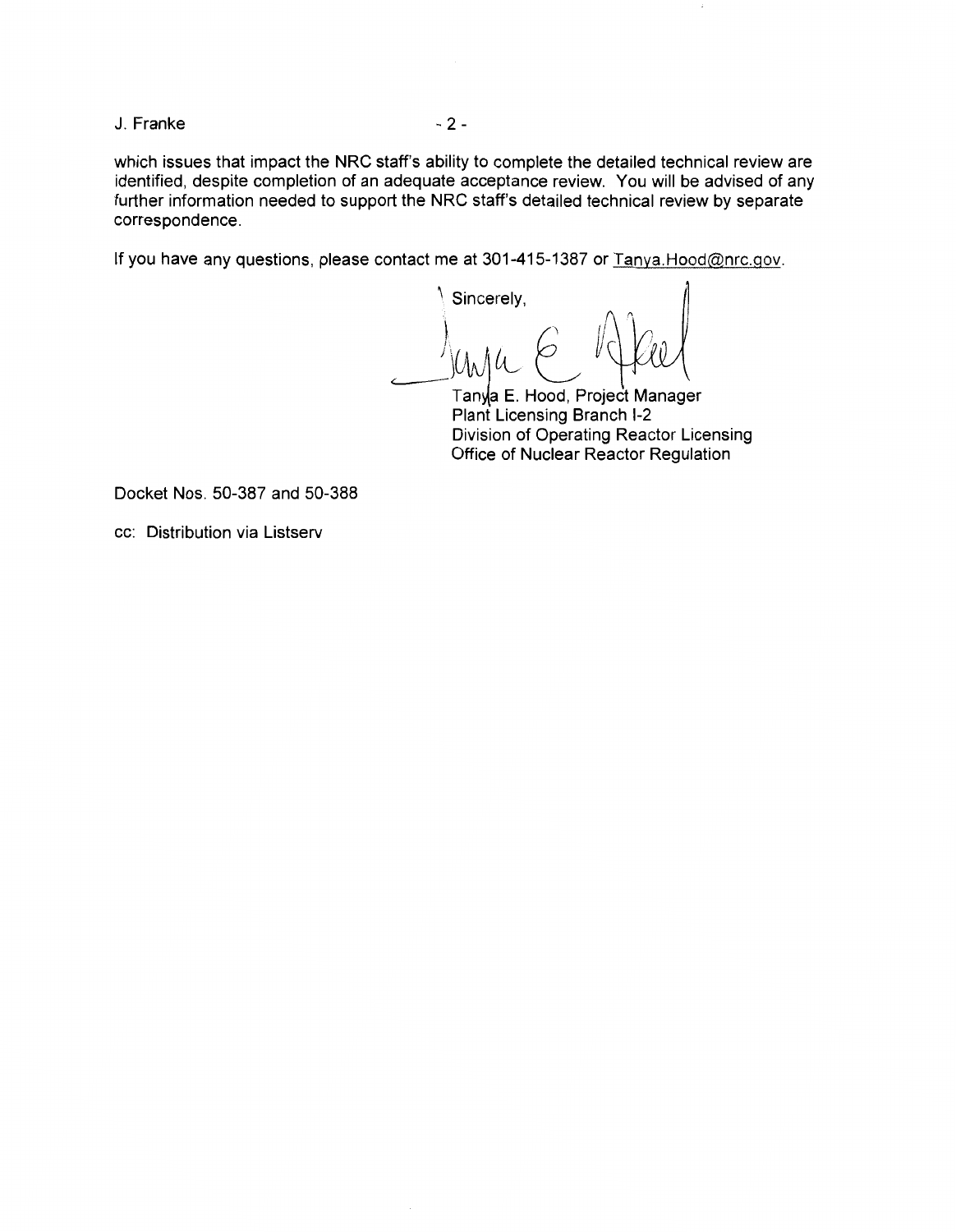which issues that impact the NRC staff's ability to complete the detailed technical review are identified, despite completion of an adequate acceptance review. You will be advised of any further information needed to support the NRC staff's detailed technical review by separate correspondence.

If you have any questions, please contact me at 301-415-1387 or Tanya.Hood@nrc.gov.

Sincerely,

Tanya E. Hood, Project Manager
Plant Licensing Branch I-2
Division of Operating Reactor Licensing
Office of Nuclear Reactor Regulation

Docket Nos. 50-387 and 50-388

cc: Distribution via Listserv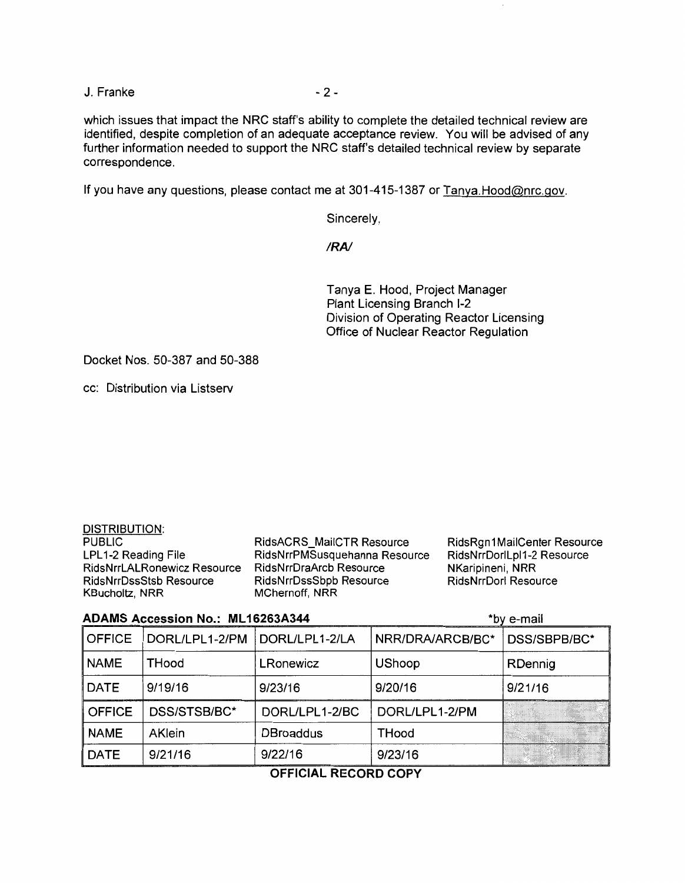which issues that impact the NRC staff's ability to complete the detailed technical review are identified, despite completion of an adequate acceptance review. You will be advised of any further information needed to support the NRC staff's detailed technical review by separate correspondence.

If you have any questions, please contact me at 301-415-1387 or Tanya.Hood@nrc.gov.

Sincerely,

*/RA/*

Tanya E. Hood, Project Manager
Plant Licensing Branch I-2
Division of Operating Reactor Licensing
Office of Nuclear Reactor Regulation

Docket Nos. 50-387 and 50-388

cc: Distribution via Listserv

DISTRIBUTION:
PUBLIC
LPL1-2 Reading File
RidsNrrLALRonewicz Resource
RidsNrrDssStsb Resource
KBucholtz, NRR
RidsACRS_MailCTR Resource
RidsNrrPMSusquehanna Resource
RidsNrrDraArcb Resource
RidsNrrDssSbpb Resource
MChernoff, NRR
RidsRgn1MailCenter Resource
RidsNrrDorlLpl1-2 Resource
NKaripineni, NRR
RidsNrrDorl Resource

**ADAMS Accession No.: ML16263A344** *by e-mail

| OFFICE | DORL/LPL1-2/PM | DORL/LPL1-2/LA | NRR/DRA/ARCB/BC* | DSS/SBPB/BC* |
|---|---|---|---|---|
| NAME | THood | LRonewicz | UShoop | RDennig |
| DATE | 9/19/16 | 9/23/16 | 9/20/16 | 9/21/16 |
| OFFICE | DSS/STSB/BC* | DORL/LPL1-2/BC | DORL/LPL1-2/PM | |
| NAME | AKlein | DBroaddus | THood | |
| DATE | 9/21/16 | 9/22/16 | 9/23/16 | |

**OFFICIAL RECORD COPY**